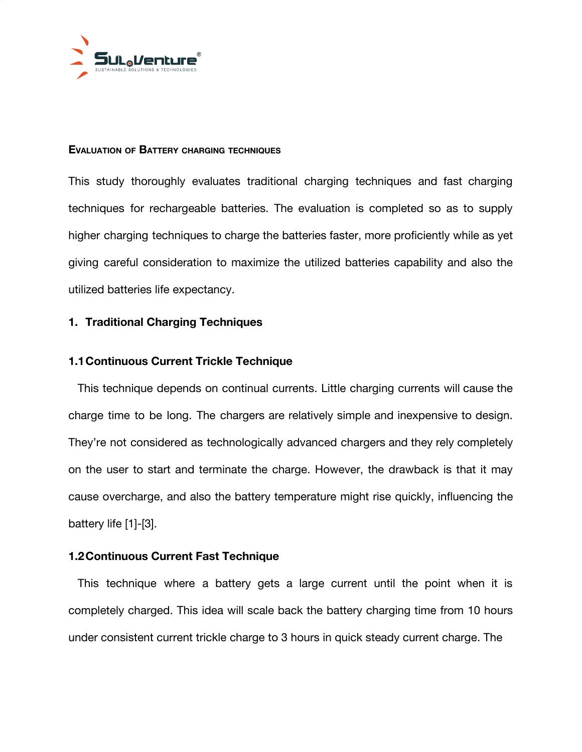## Evaluation of Battery charging techniques

This study thoroughly evaluates traditional charging techniques and fast charging techniques for rechargeable batteries. The evaluation is completed so as to supply higher charging techniques to charge the batteries faster, more proficiently while as yet giving careful consideration to maximize the utilized batteries capability and also the utilized batteries life expectancy.

### 1. Traditional Charging Techniques

#### 1.1 Continuous Current Trickle Technique

This technique depends on continual currents. Little charging currents will cause the charge time to be long. The chargers are relatively simple and inexpensive to design. They're not considered as technologically advanced chargers and they rely completely on the user to start and terminate the charge. However, the drawback is that it may cause overcharge, and also the battery temperature might rise quickly, influencing the battery life [1]-[3].

#### 1.2 Continuous Current Fast Technique

This technique where a battery gets a large current until the point when it is completely charged. This idea will scale back the battery charging time from 10 hours under consistent current trickle charge to 3 hours in quick steady current charge. The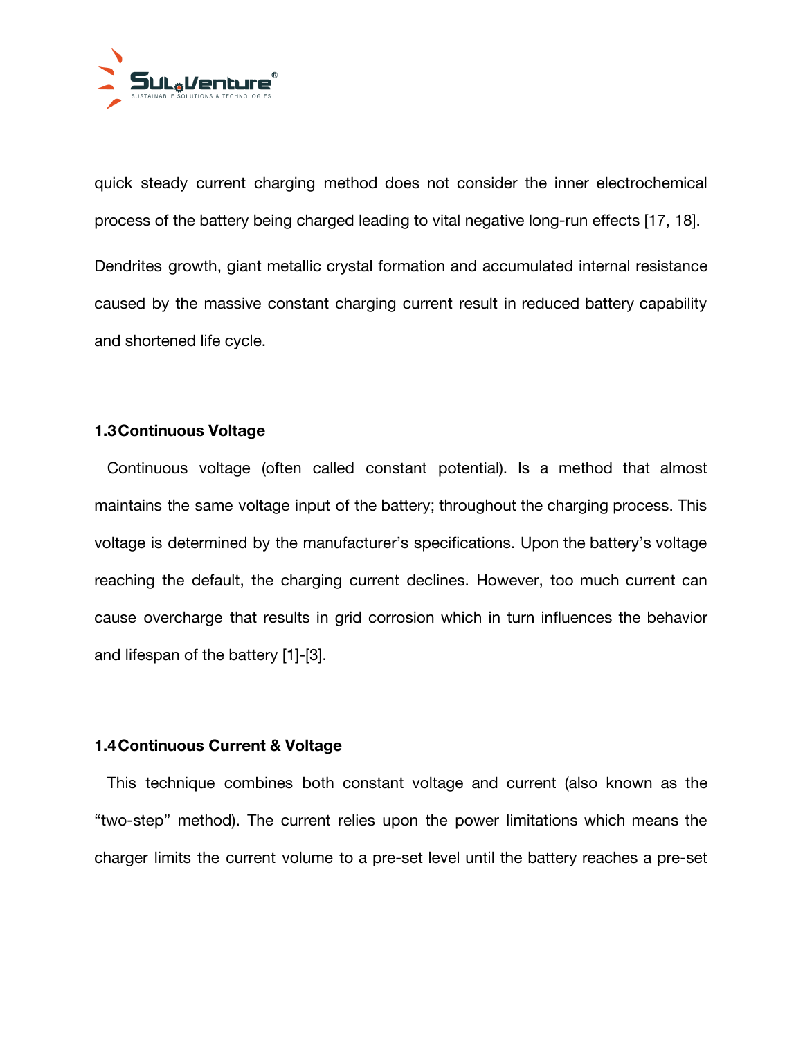quick steady current charging method does not consider the inner electrochemical process of the battery being charged leading to vital negative long-run effects [17, 18].

Dendrites growth, giant metallic crystal formation and accumulated internal resistance caused by the massive constant charging current result in reduced battery capability and shortened life cycle.

### 1.3 Continuous Voltage

Continuous voltage (often called constant potential). Is a method that almost maintains the same voltage input of the battery; throughout the charging process. This voltage is determined by the manufacturer's specifications. Upon the battery's voltage reaching the default, the charging current declines. However, too much current can cause overcharge that results in grid corrosion which in turn influences the behavior and lifespan of the battery [1]-[3].

### 1.4 Continuous Current & Voltage

This technique combines both constant voltage and current (also known as the "two-step" method). The current relies upon the power limitations which means the charger limits the current volume to a pre-set level until the battery reaches a pre-set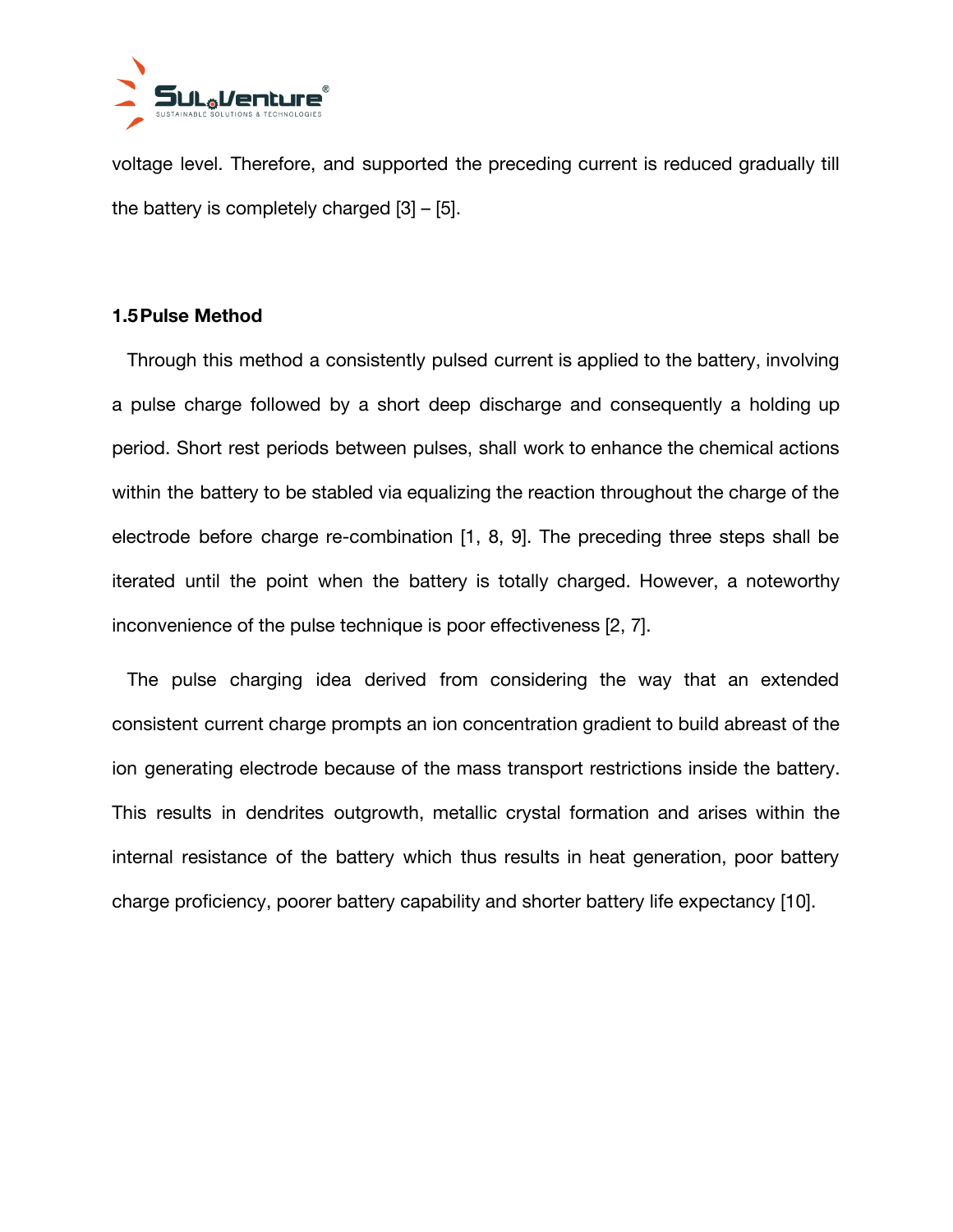voltage level. Therefore, and supported the preceding current is reduced gradually till the battery is completely charged [3] – [5].

### 1.5 Pulse Method

Through this method a consistently pulsed current is applied to the battery, involving a pulse charge followed by a short deep discharge and consequently a holding up period. Short rest periods between pulses, shall work to enhance the chemical actions within the battery to be stabled via equalizing the reaction throughout the charge of the electrode before charge re-combination [1, 8, 9]. The preceding three steps shall be iterated until the point when the battery is totally charged. However, a noteworthy inconvenience of the pulse technique is poor effectiveness [2, 7].

The pulse charging idea derived from considering the way that an extended consistent current charge prompts an ion concentration gradient to build abreast of the ion generating electrode because of the mass transport restrictions inside the battery. This results in dendrites outgrowth, metallic crystal formation and arises within the internal resistance of the battery which thus results in heat generation, poor battery charge proficiency, poorer battery capability and shorter battery life expectancy [10].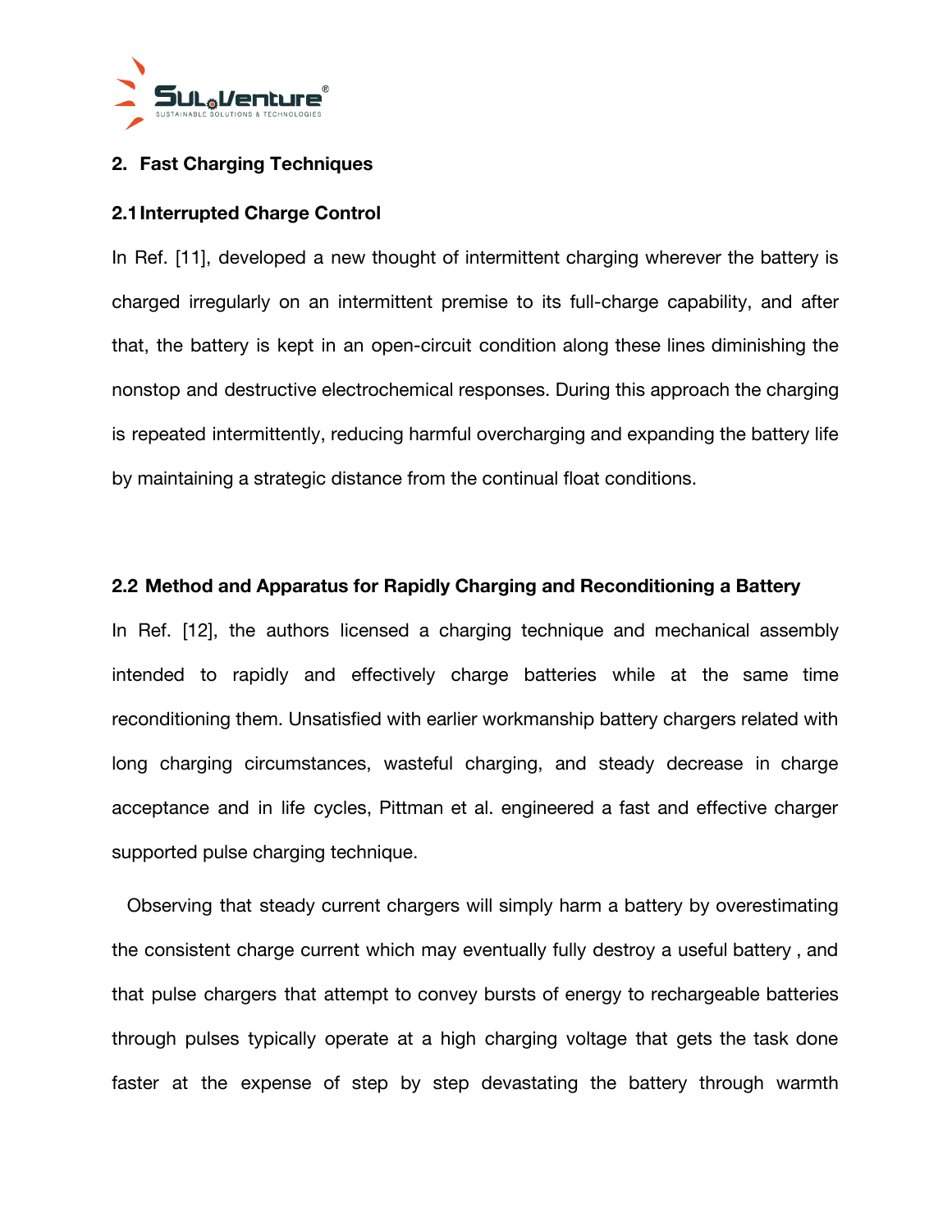## 2. Fast Charging Techniques

### 2.1 Interrupted Charge Control

In Ref. [11], developed a new thought of intermittent charging wherever the battery is charged irregularly on an intermittent premise to its full-charge capability, and after that, the battery is kept in an open-circuit condition along these lines diminishing the nonstop and destructive electrochemical responses. During this approach the charging is repeated intermittently, reducing harmful overcharging and expanding the battery life by maintaining a strategic distance from the continual float conditions.

### 2.2 Method and Apparatus for Rapidly Charging and Reconditioning a Battery

In Ref. [12], the authors licensed a charging technique and mechanical assembly intended to rapidly and effectively charge batteries while at the same time reconditioning them. Unsatisfied with earlier workmanship battery chargers related with long charging circumstances, wasteful charging, and steady decrease in charge acceptance and in life cycles, Pittman et al. engineered a fast and effective charger supported pulse charging technique.

Observing that steady current chargers will simply harm a battery by overestimating the consistent charge current which may eventually fully destroy a useful battery , and that pulse chargers that attempt to convey bursts of energy to rechargeable batteries through pulses typically operate at a high charging voltage that gets the task done faster at the expense of step by step devastating the battery through warmth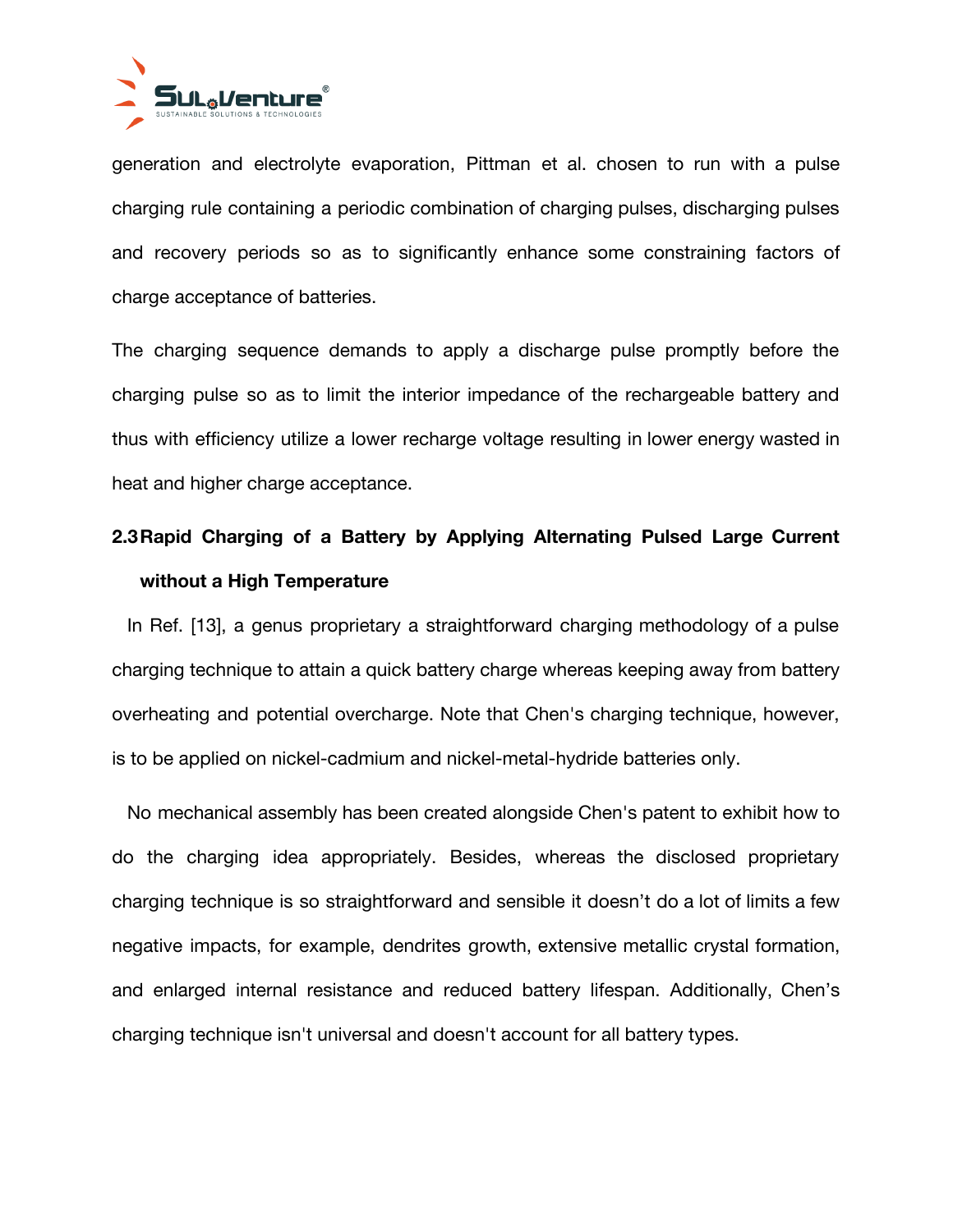generation and electrolyte evaporation, Pittman et al. chosen to run with a pulse charging rule containing a periodic combination of charging pulses, discharging pulses and recovery periods so as to significantly enhance some constraining factors of charge acceptance of batteries.

The charging sequence demands to apply a discharge pulse promptly before the charging pulse so as to limit the interior impedance of the rechargeable battery and thus with efficiency utilize a lower recharge voltage resulting in lower energy wasted in heat and higher charge acceptance.

### 2.3 Rapid Charging of a Battery by Applying Alternating Pulsed Large Current without a High Temperature

In Ref. [13], a genus proprietary a straightforward charging methodology of a pulse charging technique to attain a quick battery charge whereas keeping away from battery overheating and potential overcharge. Note that Chen's charging technique, however, is to be applied on nickel-cadmium and nickel-metal-hydride batteries only.

No mechanical assembly has been created alongside Chen's patent to exhibit how to do the charging idea appropriately. Besides, whereas the disclosed proprietary charging technique is so straightforward and sensible it doesn't do a lot of limits a few negative impacts, for example, dendrites growth, extensive metallic crystal formation, and enlarged internal resistance and reduced battery lifespan. Additionally, Chen's charging technique isn't universal and doesn't account for all battery types.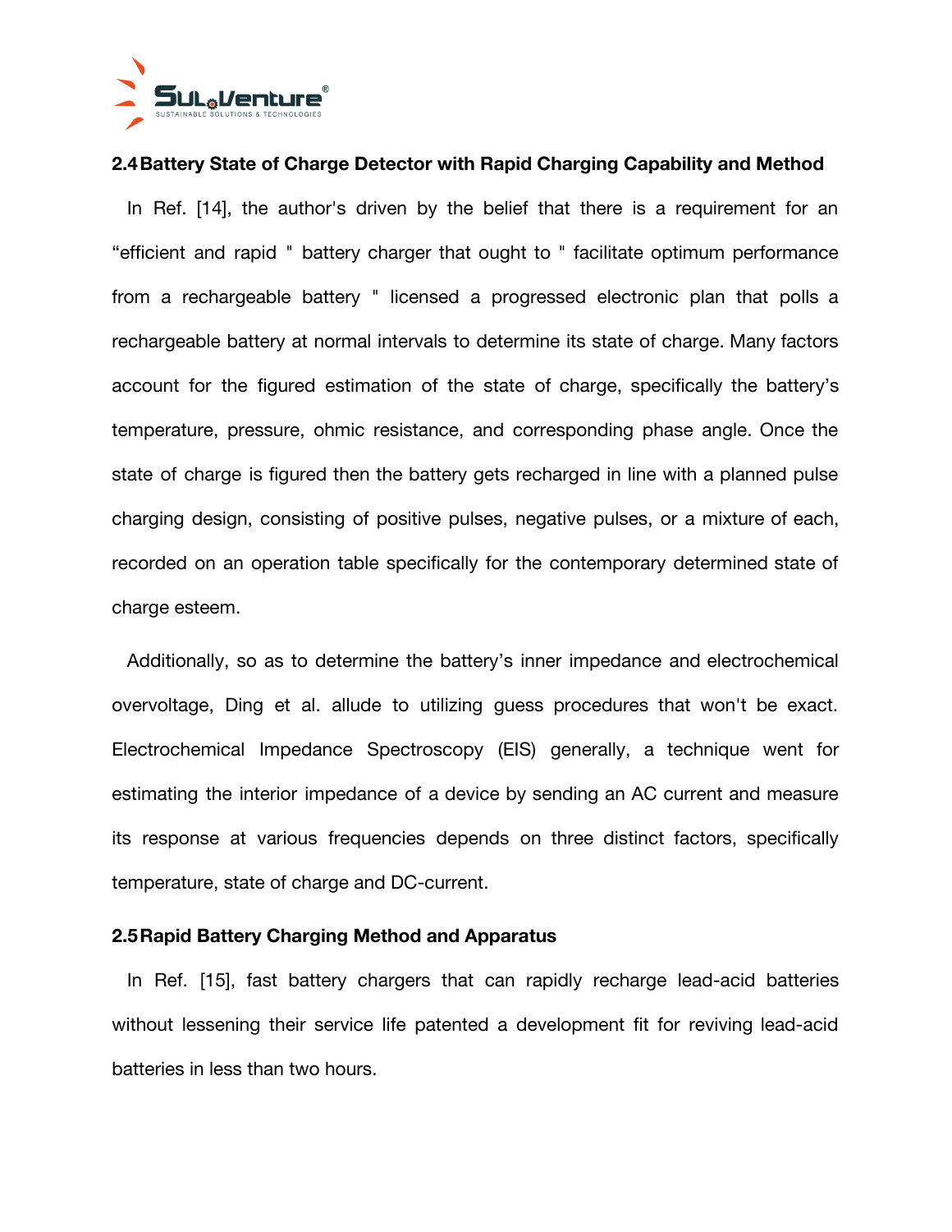### 2.4 Battery State of Charge Detector with Rapid Charging Capability and Method

In Ref. [14], the author's driven by the belief that there is a requirement for an "efficient and rapid " battery charger that ought to " facilitate optimum performance from a rechargeable battery " licensed a progressed electronic plan that polls a rechargeable battery at normal intervals to determine its state of charge. Many factors account for the figured estimation of the state of charge, specifically the battery's temperature, pressure, ohmic resistance, and corresponding phase angle. Once the state of charge is figured then the battery gets recharged in line with a planned pulse charging design, consisting of positive pulses, negative pulses, or a mixture of each, recorded on an operation table specifically for the contemporary determined state of charge esteem.

Additionally, so as to determine the battery's inner impedance and electrochemical overvoltage, Ding et al. allude to utilizing guess procedures that won't be exact. Electrochemical Impedance Spectroscopy (EIS) generally, a technique went for estimating the interior impedance of a device by sending an AC current and measure its response at various frequencies depends on three distinct factors, specifically temperature, state of charge and DC-current.

### 2.5 Rapid Battery Charging Method and Apparatus

In Ref. [15], fast battery chargers that can rapidly recharge lead-acid batteries without lessening their service life patented a development fit for reviving lead-acid batteries in less than two hours.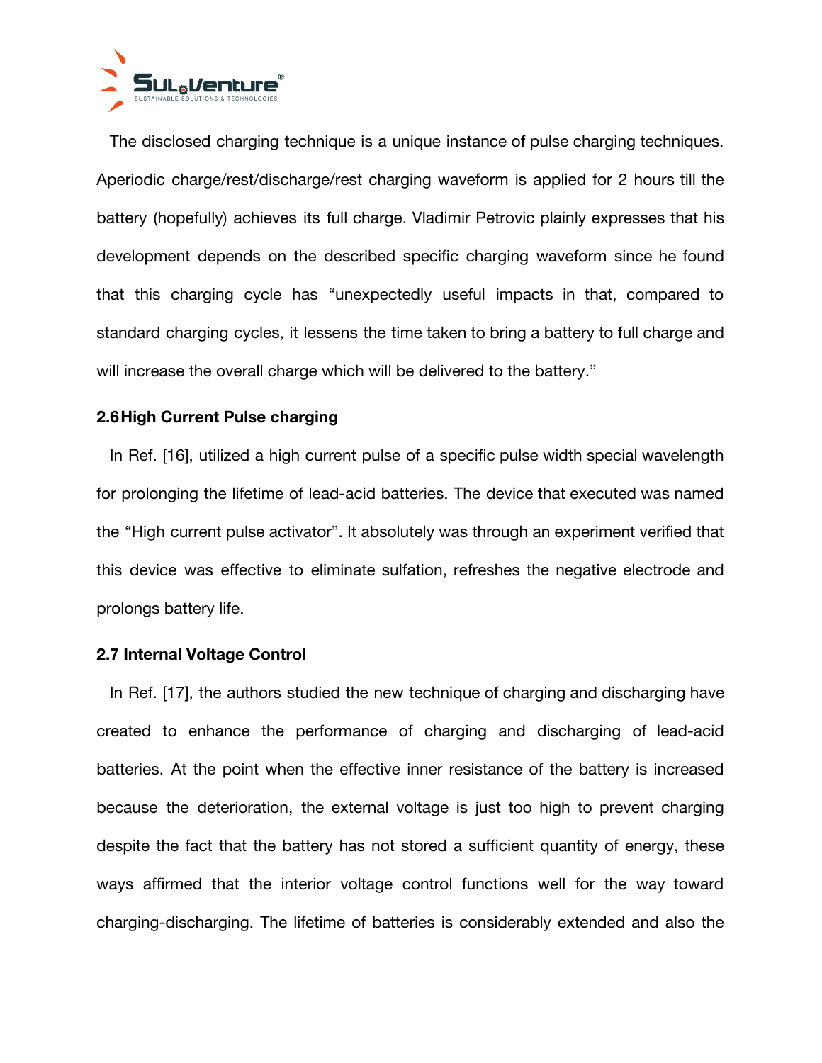The disclosed charging technique is a unique instance of pulse charging techniques. Aperiodic charge/rest/discharge/rest charging waveform is applied for 2 hours till the battery (hopefully) achieves its full charge. Vladimir Petrovic plainly expresses that his development depends on the described specific charging waveform since he found that this charging cycle has "unexpectedly useful impacts in that, compared to standard charging cycles, it lessens the time taken to bring a battery to full charge and will increase the overall charge which will be delivered to the battery."

### 2.6 High Current Pulse charging

In Ref. [16], utilized a high current pulse of a specific pulse width special wavelength for prolonging the lifetime of lead-acid batteries. The device that executed was named the "High current pulse activator". It absolutely was through an experiment verified that this device was effective to eliminate sulfation, refreshes the negative electrode and prolongs battery life.

### 2.7 Internal Voltage Control

In Ref. [17], the authors studied the new technique of charging and discharging have created to enhance the performance of charging and discharging of lead-acid batteries. At the point when the effective inner resistance of the battery is increased because the deterioration, the external voltage is just too high to prevent charging despite the fact that the battery has not stored a sufficient quantity of energy, these ways affirmed that the interior voltage control functions well for the way toward charging-discharging. The lifetime of batteries is considerably extended and also the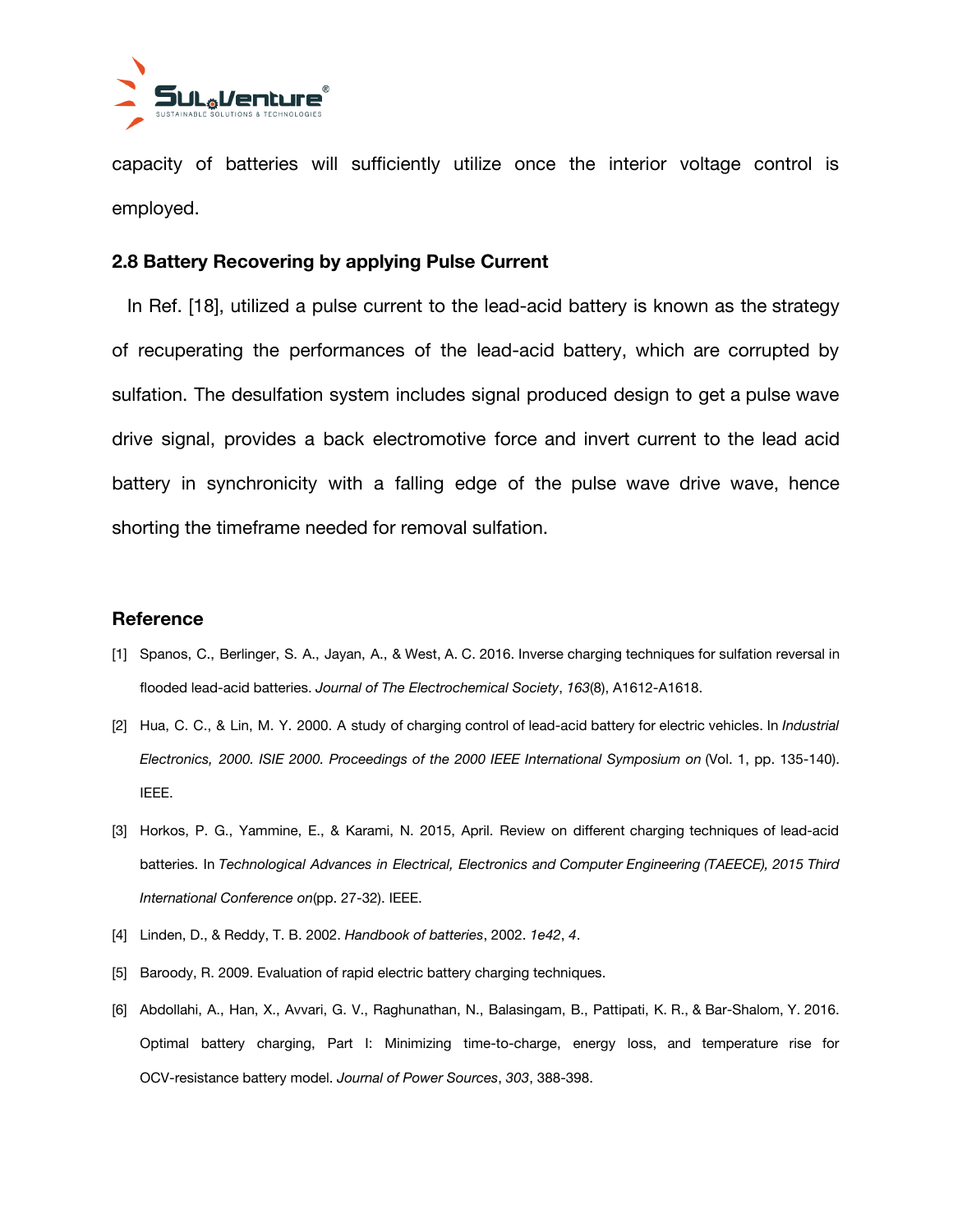capacity of batteries will sufficiently utilize once the interior voltage control is employed.

### 2.8 Battery Recovering by applying Pulse Current

In Ref. [18], utilized a pulse current to the lead-acid battery is known as the strategy of recuperating the performances of the lead-acid battery, which are corrupted by sulfation. The desulfation system includes signal produced design to get a pulse wave drive signal, provides a back electromotive force and invert current to the lead acid battery in synchronicity with a falling edge of the pulse wave drive wave, hence shorting the timeframe needed for removal sulfation.

## Reference

[1] Spanos, C., Berlinger, S. A., Jayan, A., & West, A. C. 2016. Inverse charging techniques for sulfation reversal in flooded lead-acid batteries. *Journal of The Electrochemical Society*, *163*(8), A1612-A1618.

[2] Hua, C. C., & Lin, M. Y. 2000. A study of charging control of lead-acid battery for electric vehicles. In *Industrial Electronics, 2000. ISIE 2000. Proceedings of the 2000 IEEE International Symposium on* (Vol. 1, pp. 135-140). IEEE.

[3] Horkos, P. G., Yammine, E., & Karami, N. 2015, April. Review on different charging techniques of lead-acid batteries. In *Technological Advances in Electrical, Electronics and Computer Engineering (TAEECE), 2015 Third International Conference on*(pp. 27-32). IEEE.

[4] Linden, D., & Reddy, T. B. 2002. *Handbook of batteries*, 2002. *1e42*, *4*.

[5] Baroody, R. 2009. Evaluation of rapid electric battery charging techniques.

[6] Abdollahi, A., Han, X., Avvari, G. V., Raghunathan, N., Balasingam, B., Pattipati, K. R., & Bar-Shalom, Y. 2016. Optimal battery charging, Part I: Minimizing time-to-charge, energy loss, and temperature rise for OCV-resistance battery model. *Journal of Power Sources*, *303*, 388-398.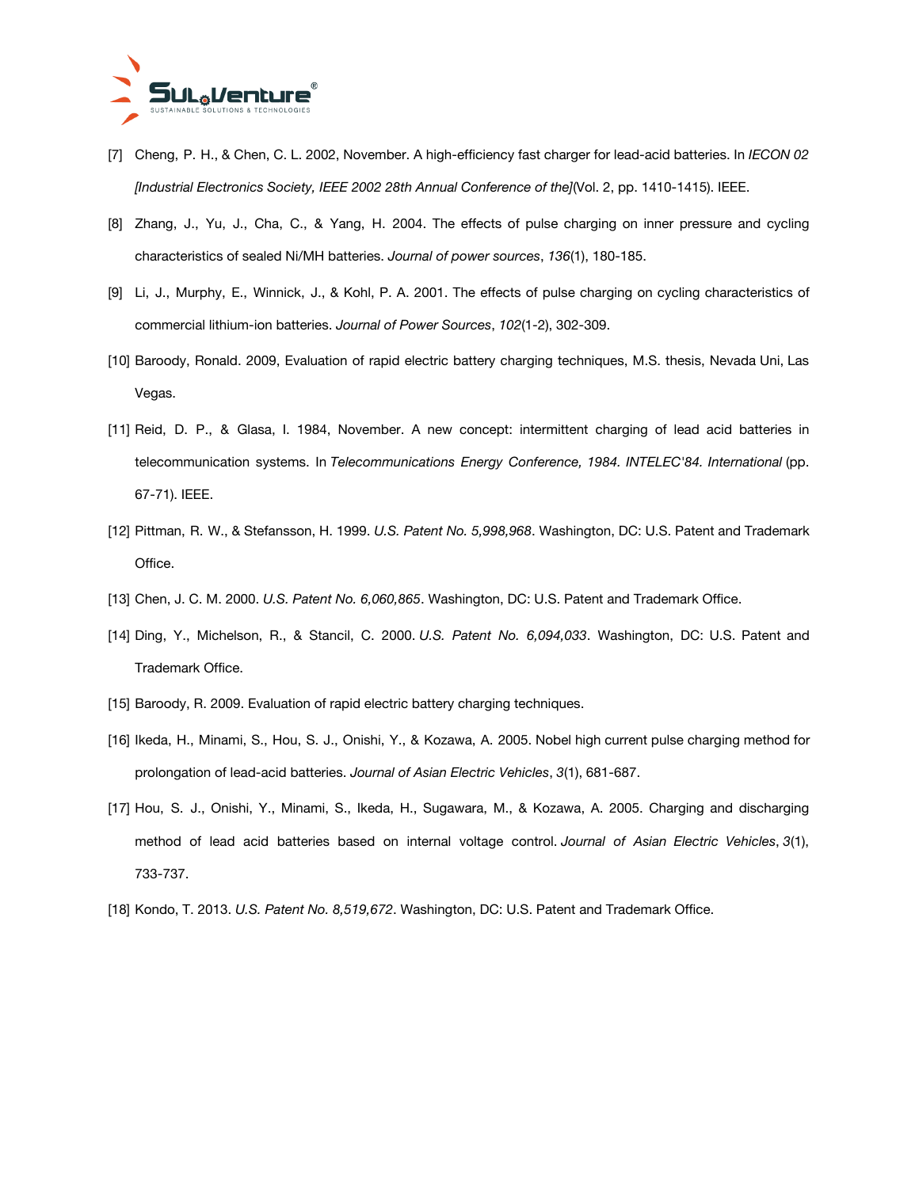[7] Cheng, P. H., & Chen, C. L. 2002, November. A high-efficiency fast charger for lead-acid batteries. In *IECON 02 [Industrial Electronics Society, IEEE 2002 28th Annual Conference of the]*(Vol. 2, pp. 1410-1415). IEEE.

[8] Zhang, J., Yu, J., Cha, C., & Yang, H. 2004. The effects of pulse charging on inner pressure and cycling characteristics of sealed Ni/MH batteries. *Journal of power sources*, *136*(1), 180-185.

[9] Li, J., Murphy, E., Winnick, J., & Kohl, P. A. 2001. The effects of pulse charging on cycling characteristics of commercial lithium-ion batteries. *Journal of Power Sources*, *102*(1-2), 302-309.

[10] Baroody, Ronald. 2009, Evaluation of rapid electric battery charging techniques, M.S. thesis, Nevada Uni, Las Vegas.

[11] Reid, D. P., & Glasa, I. 1984, November. A new concept: intermittent charging of lead acid batteries in telecommunication systems. In *Telecommunications Energy Conference, 1984. INTELEC'84. International* (pp. 67-71). IEEE.

[12] Pittman, R. W., & Stefansson, H. 1999. *U.S. Patent No. 5,998,968*. Washington, DC: U.S. Patent and Trademark Office.

[13] Chen, J. C. M. 2000. *U.S. Patent No. 6,060,865*. Washington, DC: U.S. Patent and Trademark Office.

[14] Ding, Y., Michelson, R., & Stancil, C. 2000. *U.S. Patent No. 6,094,033*. Washington, DC: U.S. Patent and Trademark Office.

[15] Baroody, R. 2009. Evaluation of rapid electric battery charging techniques.

[16] Ikeda, H., Minami, S., Hou, S. J., Onishi, Y., & Kozawa, A. 2005. Nobel high current pulse charging method for prolongation of lead-acid batteries. *Journal of Asian Electric Vehicles*, *3*(1), 681-687.

[17] Hou, S. J., Onishi, Y., Minami, S., Ikeda, H., Sugawara, M., & Kozawa, A. 2005. Charging and discharging method of lead acid batteries based on internal voltage control. *Journal of Asian Electric Vehicles*, *3*(1), 733-737.

[18] Kondo, T. 2013. *U.S. Patent No. 8,519,672*. Washington, DC: U.S. Patent and Trademark Office.